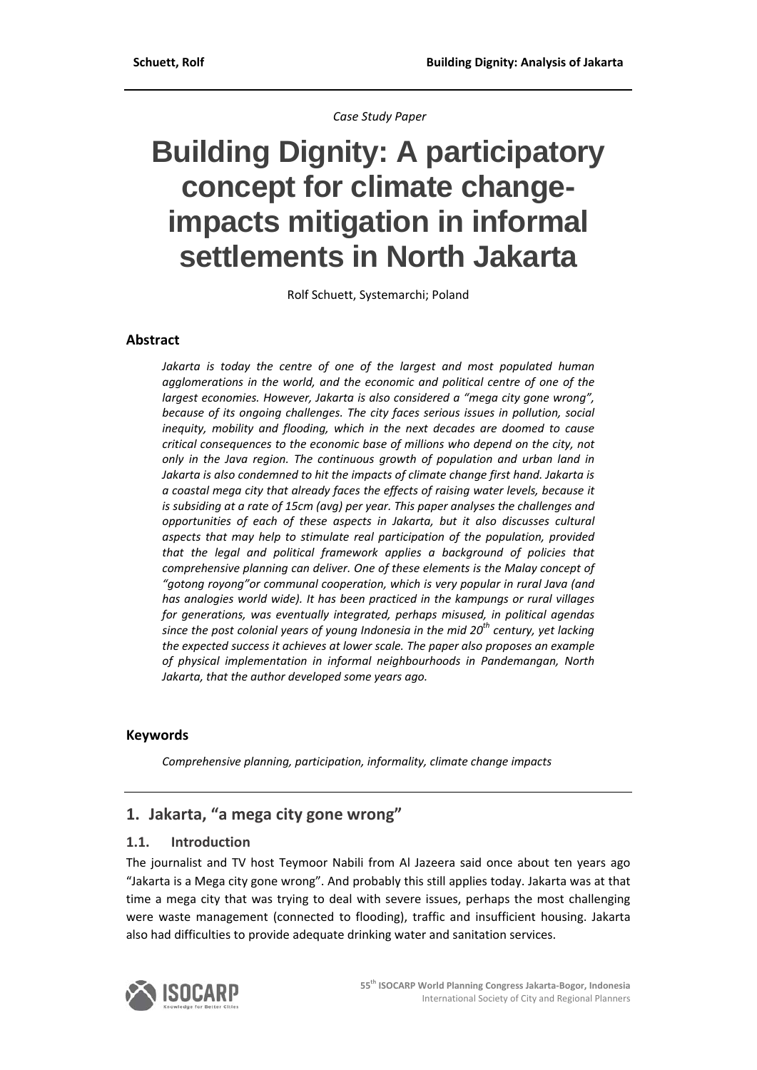*Case Study Paper*

# Building Dignity: A participatory concept for climate change-impacts mitigation in informal settlements in North Jakarta

Rolf Schuett, Systemarchi; Poland

## Abstract

*Jakarta is today the centre of one of the largest and most populated human agglomerations in the world, and the economic and political centre of one of the largest economies. However, Jakarta is also considered a "mega city gone wrong", because of its ongoing challenges. The city faces serious issues in pollution, social inequity, mobility and flooding, which in the next decades are doomed to cause critical consequences to the economic base of millions who depend on the city, not only in the Java region. The continuous growth of population and urban land in Jakarta is also condemned to hit the impacts of climate change first hand. Jakarta is a coastal mega city that already faces the effects of raising water levels, because it is subsiding at a rate of 15cm (avg) per year. This paper analyses the challenges and opportunities of each of these aspects in Jakarta, but it also discusses cultural aspects that may help to stimulate real participation of the population, provided that the legal and political framework applies a background of policies that comprehensive planning can deliver. One of these elements is the Malay concept of "gotong royong"or communal cooperation, which is very popular in rural Java (and has analogies world wide). It has been practiced in the kampungs or rural villages for generations, was eventually integrated, perhaps misused, in political agendas since the post colonial years of young Indonesia in the mid 20th century, yet lacking the expected success it achieves at lower scale. The paper also proposes an example of physical implementation in informal neighbourhoods in Pandemangan, North Jakarta, that the author developed some years ago.*

## Keywords

*Comprehensive planning, participation, informality, climate change impacts*

## 1. Jakarta, "a mega city gone wrong"

### 1.1. Introduction

The journalist and TV host Teymoor Nabili from Al Jazeera said once about ten years ago "Jakarta is a Mega city gone wrong". And probably this still applies today. Jakarta was at that time a mega city that was trying to deal with severe issues, perhaps the most challenging were waste management (connected to flooding), traffic and insufficient housing. Jakarta also had difficulties to provide adequate drinking water and sanitation services.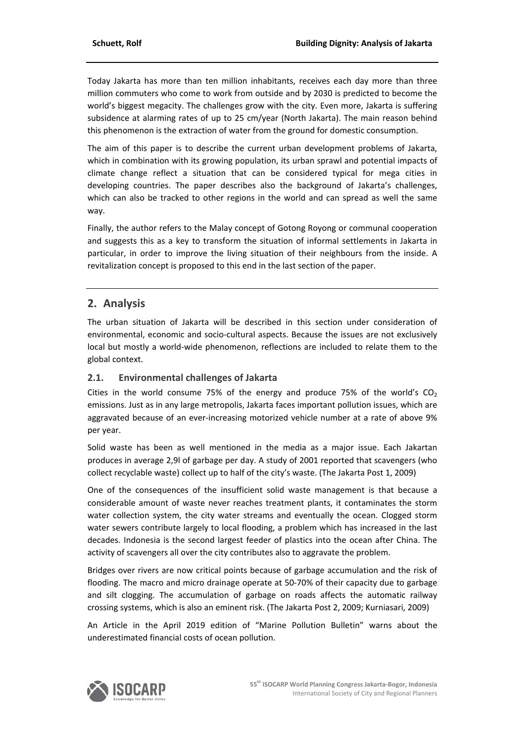Today Jakarta has more than ten million inhabitants, receives each day more than three million commuters who come to work from outside and by 2030 is predicted to become the world's biggest megacity. The challenges grow with the city. Even more, Jakarta is suffering subsidence at alarming rates of up to 25 cm/year (North Jakarta). The main reason behind this phenomenon is the extraction of water from the ground for domestic consumption.

The aim of this paper is to describe the current urban development problems of Jakarta, which in combination with its growing population, its urban sprawl and potential impacts of climate change reflect a situation that can be considered typical for mega cities in developing countries. The paper describes also the background of Jakarta's challenges, which can also be tracked to other regions in the world and can spread as well the same way.

Finally, the author refers to the Malay concept of Gotong Royong or communal cooperation and suggests this as a key to transform the situation of informal settlements in Jakarta in particular, in order to improve the living situation of their neighbours from the inside. A revitalization concept is proposed to this end in the last section of the paper.

## 2. Analysis

The urban situation of Jakarta will be described in this section under consideration of environmental, economic and socio-cultural aspects. Because the issues are not exclusively local but mostly a world-wide phenomenon, reflections are included to relate them to the global context.

### 2.1. Environmental challenges of Jakarta

Cities in the world consume 75% of the energy and produce 75% of the world's $CO_2$ emissions. Just as in any large metropolis, Jakarta faces important pollution issues, which are aggravated because of an ever-increasing motorized vehicle number at a rate of above 9% per year.

Solid waste has been as well mentioned in the media as a major issue. Each Jakartan produces in average 2,9l of garbage per day. A study of 2001 reported that scavengers (who collect recyclable waste) collect up to half of the city's waste. (The Jakarta Post 1, 2009)

One of the consequences of the insufficient solid waste management is that because a considerable amount of waste never reaches treatment plants, it contaminates the storm water collection system, the city water streams and eventually the ocean. Clogged storm water sewers contribute largely to local flooding, a problem which has increased in the last decades. Indonesia is the second largest feeder of plastics into the ocean after China. The activity of scavengers all over the city contributes also to aggravate the problem.

Bridges over rivers are now critical points because of garbage accumulation and the risk of flooding. The macro and micro drainage operate at 50-70% of their capacity due to garbage and silt clogging. The accumulation of garbage on roads affects the automatic railway crossing systems, which is also an eminent risk. (The Jakarta Post 2, 2009; Kurniasari, 2009)

An Article in the April 2019 edition of "Marine Pollution Bulletin" warns about the underestimated financial costs of ocean pollution.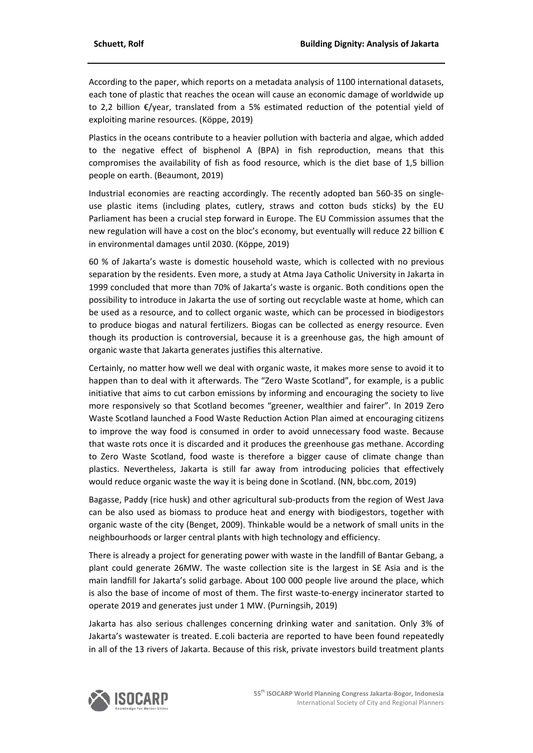According to the paper, which reports on a metadata analysis of 1100 international datasets, each tone of plastic that reaches the ocean will cause an economic damage of worldwide up to 2,2 billion €/year, translated from a 5% estimated reduction of the potential yield of exploiting marine resources. (Köppe, 2019)

Plastics in the oceans contribute to a heavier pollution with bacteria and algae, which added to the negative effect of bisphenol A (BPA) in fish reproduction, means that this compromises the availability of fish as food resource, which is the diet base of 1,5 billion people on earth. (Beaumont, 2019)

Industrial economies are reacting accordingly. The recently adopted ban 560-35 on single-use plastic items (including plates, cutlery, straws and cotton buds sticks) by the EU Parliament has been a crucial step forward in Europe. The EU Commission assumes that the new regulation will have a cost on the bloc's economy, but eventually will reduce 22 billion € in environmental damages until 2030. (Köppe, 2019)

60 % of Jakarta's waste is domestic household waste, which is collected with no previous separation by the residents. Even more, a study at Atma Jaya Catholic University in Jakarta in 1999 concluded that more than 70% of Jakarta's waste is organic. Both conditions open the possibility to introduce in Jakarta the use of sorting out recyclable waste at home, which can be used as a resource, and to collect organic waste, which can be processed in biodigestors to produce biogas and natural fertilizers. Biogas can be collected as energy resource. Even though its production is controversial, because it is a greenhouse gas, the high amount of organic waste that Jakarta generates justifies this alternative.

Certainly, no matter how well we deal with organic waste, it makes more sense to avoid it to happen than to deal with it afterwards. The "Zero Waste Scotland", for example, is a public initiative that aims to cut carbon emissions by informing and encouraging the society to live more responsively so that Scotland becomes "greener, wealthier and fairer". In 2019 Zero Waste Scotland launched a Food Waste Reduction Action Plan aimed at encouraging citizens to improve the way food is consumed in order to avoid unnecessary food waste. Because that waste rots once it is discarded and it produces the greenhouse gas methane. According to Zero Waste Scotland, food waste is therefore a bigger cause of climate change than plastics. Nevertheless, Jakarta is still far away from introducing policies that effectively would reduce organic waste the way it is being done in Scotland. (NN, bbc.com, 2019)

Bagasse, Paddy (rice husk) and other agricultural sub-products from the region of West Java can be also used as biomass to produce heat and energy with biodigestors, together with organic waste of the city (Benget, 2009). Thinkable would be a network of small units in the neighbourhoods or larger central plants with high technology and efficiency.

There is already a project for generating power with waste in the landfill of Bantar Gebang, a plant could generate 26MW. The waste collection site is the largest in SE Asia and is the main landfill for Jakarta's solid garbage. About 100 000 people live around the place, which is also the base of income of most of them. The first waste-to-energy incinerator started to operate 2019 and generates just under 1 MW. (Purningsih, 2019)

Jakarta has also serious challenges concerning drinking water and sanitation. Only 3% of Jakarta's wastewater is treated. E.coli bacteria are reported to have been found repeatedly in all of the 13 rivers of Jakarta. Because of this risk, private investors build treatment plants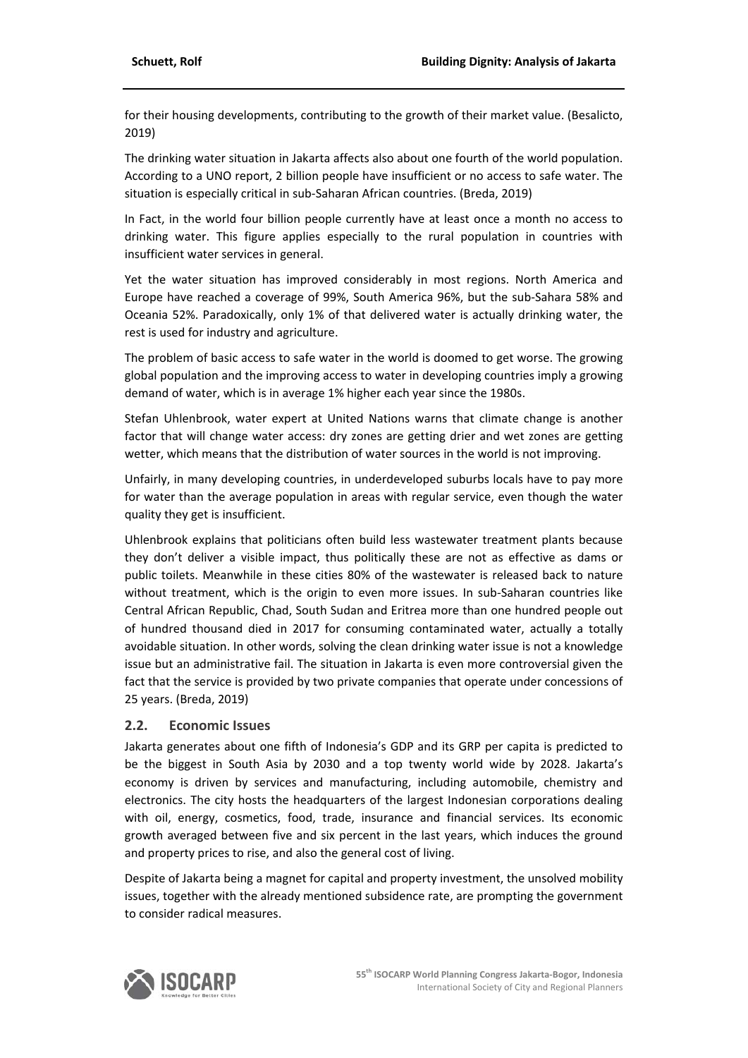for their housing developments, contributing to the growth of their market value. (Besalicto, 2019)

The drinking water situation in Jakarta affects also about one fourth of the world population. According to a UNO report, 2 billion people have insufficient or no access to safe water. The situation is especially critical in sub-Saharan African countries. (Breda, 2019)

In Fact, in the world four billion people currently have at least once a month no access to drinking water. This figure applies especially to the rural population in countries with insufficient water services in general.

Yet the water situation has improved considerably in most regions. North America and Europe have reached a coverage of 99%, South America 96%, but the sub-Sahara 58% and Oceania 52%. Paradoxically, only 1% of that delivered water is actually drinking water, the rest is used for industry and agriculture.

The problem of basic access to safe water in the world is doomed to get worse. The growing global population and the improving access to water in developing countries imply a growing demand of water, which is in average 1% higher each year since the 1980s.

Stefan Uhlenbrook, water expert at United Nations warns that climate change is another factor that will change water access: dry zones are getting drier and wet zones are getting wetter, which means that the distribution of water sources in the world is not improving.

Unfairly, in many developing countries, in underdeveloped suburbs locals have to pay more for water than the average population in areas with regular service, even though the water quality they get is insufficient.

Uhlenbrook explains that politicians often build less wastewater treatment plants because they don't deliver a visible impact, thus politically these are not as effective as dams or public toilets. Meanwhile in these cities 80% of the wastewater is released back to nature without treatment, which is the origin to even more issues. In sub-Saharan countries like Central African Republic, Chad, South Sudan and Eritrea more than one hundred people out of hundred thousand died in 2017 for consuming contaminated water, actually a totally avoidable situation. In other words, solving the clean drinking water issue is not a knowledge issue but an administrative fail. The situation in Jakarta is even more controversial given the fact that the service is provided by two private companies that operate under concessions of 25 years. (Breda, 2019)

## 2.2. Economic Issues

Jakarta generates about one fifth of Indonesia's GDP and its GRP per capita is predicted to be the biggest in South Asia by 2030 and a top twenty world wide by 2028. Jakarta's economy is driven by services and manufacturing, including automobile, chemistry and electronics. The city hosts the headquarters of the largest Indonesian corporations dealing with oil, energy, cosmetics, food, trade, insurance and financial services. Its economic growth averaged between five and six percent in the last years, which induces the ground and property prices to rise, and also the general cost of living.

Despite of Jakarta being a magnet for capital and property investment, the unsolved mobility issues, together with the already mentioned subsidence rate, are prompting the government to consider radical measures.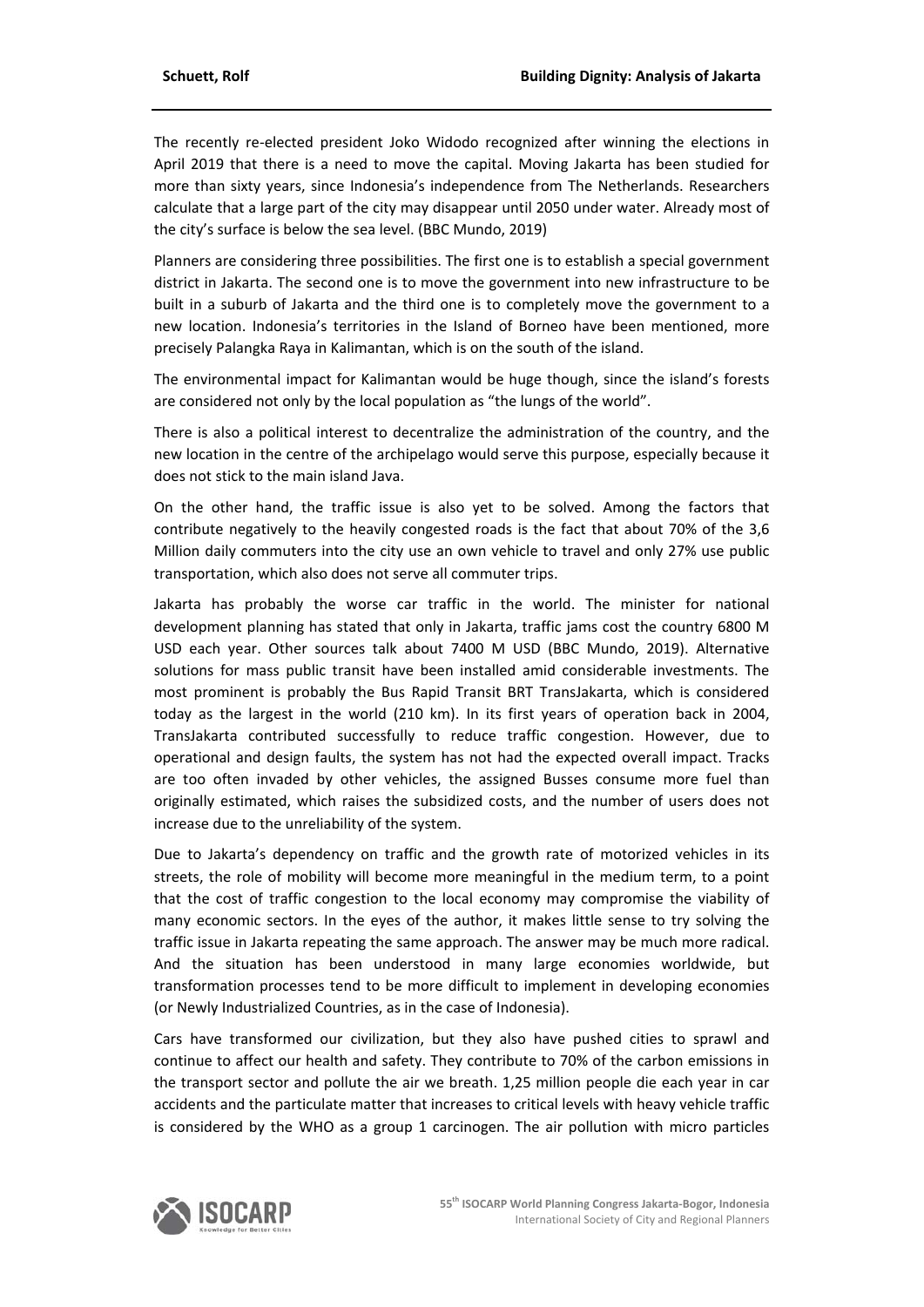The recently re-elected president Joko Widodo recognized after winning the elections in April 2019 that there is a need to move the capital. Moving Jakarta has been studied for more than sixty years, since Indonesia's independence from The Netherlands. Researchers calculate that a large part of the city may disappear until 2050 under water. Already most of the city's surface is below the sea level. (BBC Mundo, 2019)

Planners are considering three possibilities. The first one is to establish a special government district in Jakarta. The second one is to move the government into new infrastructure to be built in a suburb of Jakarta and the third one is to completely move the government to a new location. Indonesia's territories in the Island of Borneo have been mentioned, more precisely Palangka Raya in Kalimantan, which is on the south of the island.

The environmental impact for Kalimantan would be huge though, since the island's forests are considered not only by the local population as "the lungs of the world".

There is also a political interest to decentralize the administration of the country, and the new location in the centre of the archipelago would serve this purpose, especially because it does not stick to the main island Java.

On the other hand, the traffic issue is also yet to be solved. Among the factors that contribute negatively to the heavily congested roads is the fact that about 70% of the 3,6 Million daily commuters into the city use an own vehicle to travel and only 27% use public transportation, which also does not serve all commuter trips.

Jakarta has probably the worse car traffic in the world. The minister for national development planning has stated that only in Jakarta, traffic jams cost the country 6800 M USD each year. Other sources talk about 7400 M USD (BBC Mundo, 2019). Alternative solutions for mass public transit have been installed amid considerable investments. The most prominent is probably the Bus Rapid Transit BRT TransJakarta, which is considered today as the largest in the world (210 km). In its first years of operation back in 2004, TransJakarta contributed successfully to reduce traffic congestion. However, due to operational and design faults, the system has not had the expected overall impact. Tracks are too often invaded by other vehicles, the assigned Busses consume more fuel than originally estimated, which raises the subsidized costs, and the number of users does not increase due to the unreliability of the system.

Due to Jakarta's dependency on traffic and the growth rate of motorized vehicles in its streets, the role of mobility will become more meaningful in the medium term, to a point that the cost of traffic congestion to the local economy may compromise the viability of many economic sectors. In the eyes of the author, it makes little sense to try solving the traffic issue in Jakarta repeating the same approach. The answer may be much more radical. And the situation has been understood in many large economies worldwide, but transformation processes tend to be more difficult to implement in developing economies (or Newly Industrialized Countries, as in the case of Indonesia).

Cars have transformed our civilization, but they also have pushed cities to sprawl and continue to affect our health and safety. They contribute to 70% of the carbon emissions in the transport sector and pollute the air we breath. 1,25 million people die each year in car accidents and the particulate matter that increases to critical levels with heavy vehicle traffic is considered by the WHO as a group 1 carcinogen. The air pollution with micro particles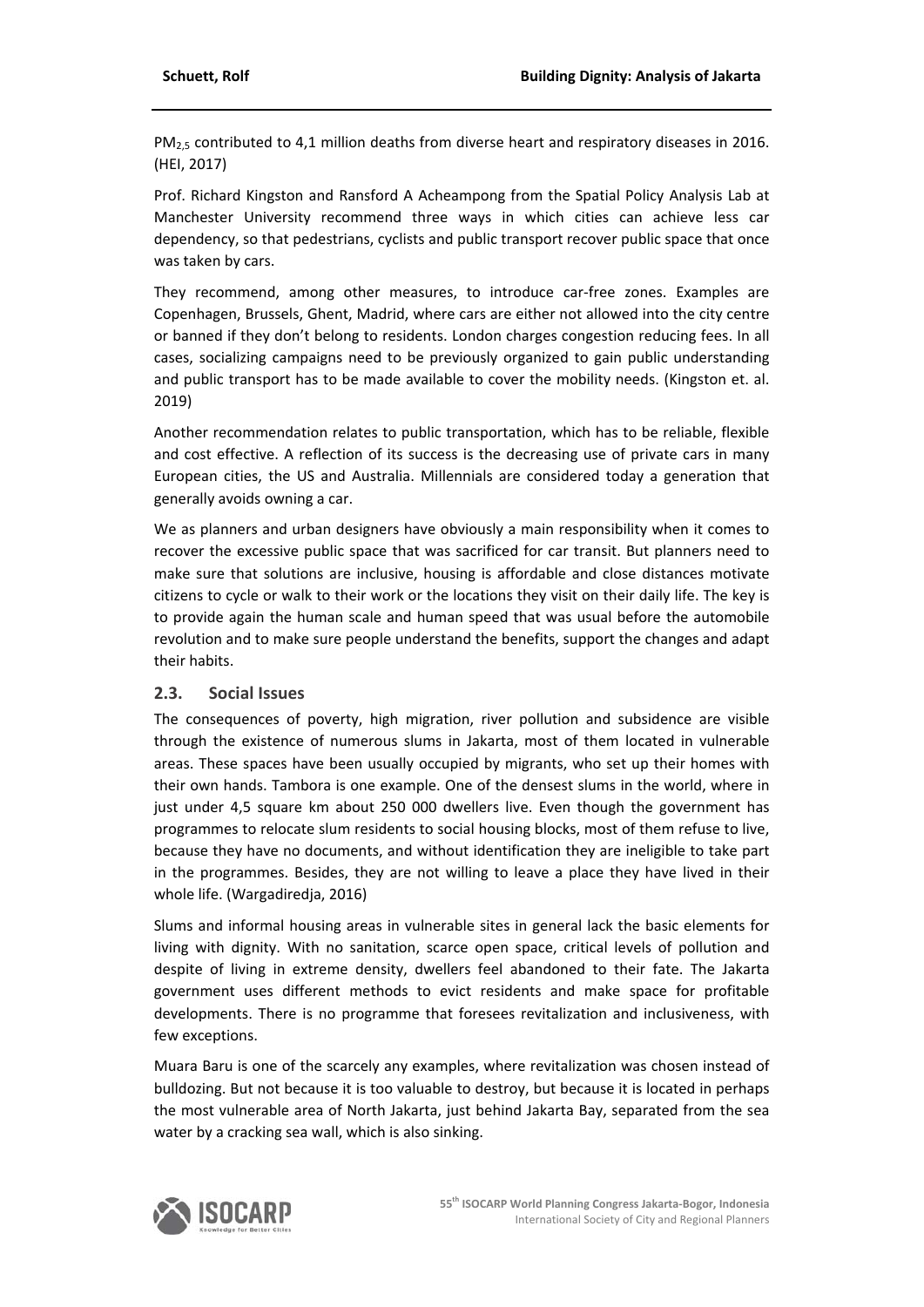$PM_{2,5}$ contributed to 4,1 million deaths from diverse heart and respiratory diseases in 2016. (HEI, 2017)

Prof. Richard Kingston and Ransford A Acheampong from the Spatial Policy Analysis Lab at Manchester University recommend three ways in which cities can achieve less car dependency, so that pedestrians, cyclists and public transport recover public space that once was taken by cars.

They recommend, among other measures, to introduce car-free zones. Examples are Copenhagen, Brussels, Ghent, Madrid, where cars are either not allowed into the city centre or banned if they don't belong to residents. London charges congestion reducing fees. In all cases, socializing campaigns need to be previously organized to gain public understanding and public transport has to be made available to cover the mobility needs. (Kingston et. al. 2019)

Another recommendation relates to public transportation, which has to be reliable, flexible and cost effective. A reflection of its success is the decreasing use of private cars in many European cities, the US and Australia. Millennials are considered today a generation that generally avoids owning a car.

We as planners and urban designers have obviously a main responsibility when it comes to recover the excessive public space that was sacrificed for car transit. But planners need to make sure that solutions are inclusive, housing is affordable and close distances motivate citizens to cycle or walk to their work or the locations they visit on their daily life. The key is to provide again the human scale and human speed that was usual before the automobile revolution and to make sure people understand the benefits, support the changes and adapt their habits.

## 2.3. Social Issues

The consequences of poverty, high migration, river pollution and subsidence are visible through the existence of numerous slums in Jakarta, most of them located in vulnerable areas. These spaces have been usually occupied by migrants, who set up their homes with their own hands. Tambora is one example. One of the densest slums in the world, where in just under 4,5 square km about 250 000 dwellers live. Even though the government has programmes to relocate slum residents to social housing blocks, most of them refuse to live, because they have no documents, and without identification they are ineligible to take part in the programmes. Besides, they are not willing to leave a place they have lived in their whole life. (Wargadiredja, 2016)

Slums and informal housing areas in vulnerable sites in general lack the basic elements for living with dignity. With no sanitation, scarce open space, critical levels of pollution and despite of living in extreme density, dwellers feel abandoned to their fate. The Jakarta government uses different methods to evict residents and make space for profitable developments. There is no programme that foresees revitalization and inclusiveness, with few exceptions.

Muara Baru is one of the scarcely any examples, where revitalization was chosen instead of bulldozing. But not because it is too valuable to destroy, but because it is located in perhaps the most vulnerable area of North Jakarta, just behind Jakarta Bay, separated from the sea water by a cracking sea wall, which is also sinking.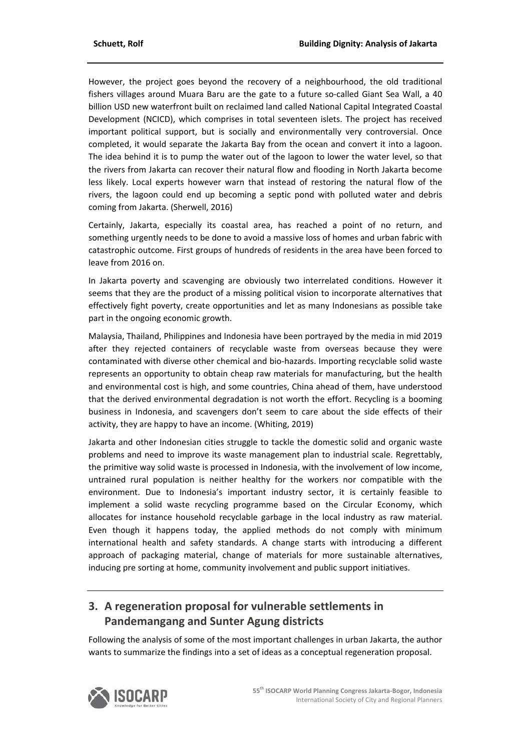However, the project goes beyond the recovery of a neighbourhood, the old traditional fishers villages around Muara Baru are the gate to a future so-called Giant Sea Wall, a 40 billion USD new waterfront built on reclaimed land called National Capital Integrated Coastal Development (NCICD), which comprises in total seventeen islets. The project has received important political support, but is socially and environmentally very controversial. Once completed, it would separate the Jakarta Bay from the ocean and convert it into a lagoon. The idea behind it is to pump the water out of the lagoon to lower the water level, so that the rivers from Jakarta can recover their natural flow and flooding in North Jakarta become less likely. Local experts however warn that instead of restoring the natural flow of the rivers, the lagoon could end up becoming a septic pond with polluted water and debris coming from Jakarta. (Sherwell, 2016)

Certainly, Jakarta, especially its coastal area, has reached a point of no return, and something urgently needs to be done to avoid a massive loss of homes and urban fabric with catastrophic outcome. First groups of hundreds of residents in the area have been forced to leave from 2016 on.

In Jakarta poverty and scavenging are obviously two interrelated conditions. However it seems that they are the product of a missing political vision to incorporate alternatives that effectively fight poverty, create opportunities and let as many Indonesians as possible take part in the ongoing economic growth.

Malaysia, Thailand, Philippines and Indonesia have been portrayed by the media in mid 2019 after they rejected containers of recyclable waste from overseas because they were contaminated with diverse other chemical and bio-hazards. Importing recyclable solid waste represents an opportunity to obtain cheap raw materials for manufacturing, but the health and environmental cost is high, and some countries, China ahead of them, have understood that the derived environmental degradation is not worth the effort. Recycling is a booming business in Indonesia, and scavengers don't seem to care about the side effects of their activity, they are happy to have an income. (Whiting, 2019)

Jakarta and other Indonesian cities struggle to tackle the domestic solid and organic waste problems and need to improve its waste management plan to industrial scale. Regrettably, the primitive way solid waste is processed in Indonesia, with the involvement of low income, untrained rural population is neither healthy for the workers nor compatible with the environment. Due to Indonesia's important industry sector, it is certainly feasible to implement a solid waste recycling programme based on the Circular Economy, which allocates for instance household recyclable garbage in the local industry as raw material. Even though it happens today, the applied methods do not comply with minimum international health and safety standards. A change starts with introducing a different approach of packaging material, change of materials for more sustainable alternatives, inducing pre sorting at home, community involvement and public support initiatives.

## 3. A regeneration proposal for vulnerable settlements in Pandemangang and Sunter Agung districts

Following the analysis of some of the most important challenges in urban Jakarta, the author wants to summarize the findings into a set of ideas as a conceptual regeneration proposal.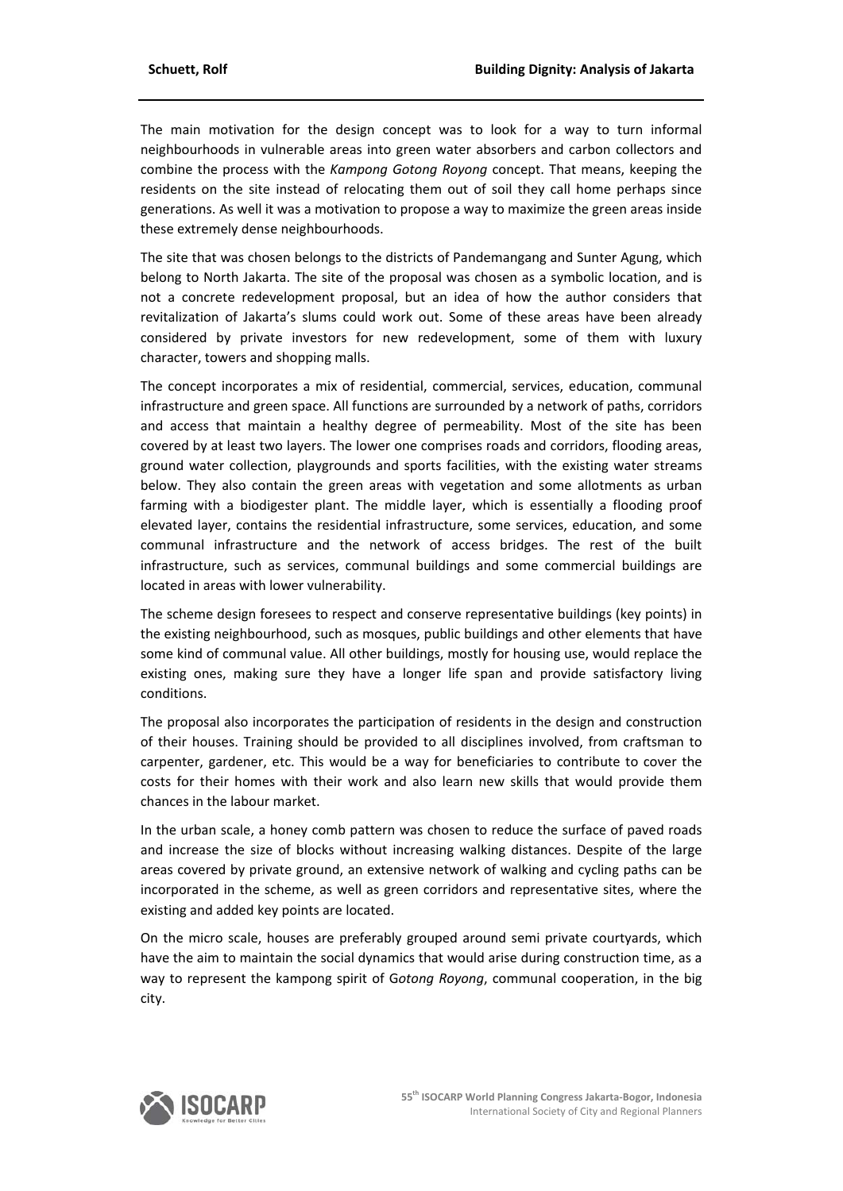The main motivation for the design concept was to look for a way to turn informal neighbourhoods in vulnerable areas into green water absorbers and carbon collectors and combine the process with the *Kampong Gotong Royong* concept. That means, keeping the residents on the site instead of relocating them out of soil they call home perhaps since generations. As well it was a motivation to propose a way to maximize the green areas inside these extremely dense neighbourhoods.

The site that was chosen belongs to the districts of Pandemangang and Sunter Agung, which belong to North Jakarta. The site of the proposal was chosen as a symbolic location, and is not a concrete redevelopment proposal, but an idea of how the author considers that revitalization of Jakarta's slums could work out. Some of these areas have been already considered by private investors for new redevelopment, some of them with luxury character, towers and shopping malls.

The concept incorporates a mix of residential, commercial, services, education, communal infrastructure and green space. All functions are surrounded by a network of paths, corridors and access that maintain a healthy degree of permeability. Most of the site has been covered by at least two layers. The lower one comprises roads and corridors, flooding areas, ground water collection, playgrounds and sports facilities, with the existing water streams below. They also contain the green areas with vegetation and some allotments as urban farming with a biodigester plant. The middle layer, which is essentially a flooding proof elevated layer, contains the residential infrastructure, some services, education, and some communal infrastructure and the network of access bridges. The rest of the built infrastructure, such as services, communal buildings and some commercial buildings are located in areas with lower vulnerability.

The scheme design foresees to respect and conserve representative buildings (key points) in the existing neighbourhood, such as mosques, public buildings and other elements that have some kind of communal value. All other buildings, mostly for housing use, would replace the existing ones, making sure they have a longer life span and provide satisfactory living conditions.

The proposal also incorporates the participation of residents in the design and construction of their houses. Training should be provided to all disciplines involved, from craftsman to carpenter, gardener, etc. This would be a way for beneficiaries to contribute to cover the costs for their homes with their work and also learn new skills that would provide them chances in the labour market.

In the urban scale, a honey comb pattern was chosen to reduce the surface of paved roads and increase the size of blocks without increasing walking distances. Despite of the large areas covered by private ground, an extensive network of walking and cycling paths can be incorporated in the scheme, as well as green corridors and representative sites, where the existing and added key points are located.

On the micro scale, houses are preferably grouped around semi private courtyards, which have the aim to maintain the social dynamics that would arise during construction time, as a way to represent the kampong spirit of G*otong Royong*, communal cooperation, in the big city.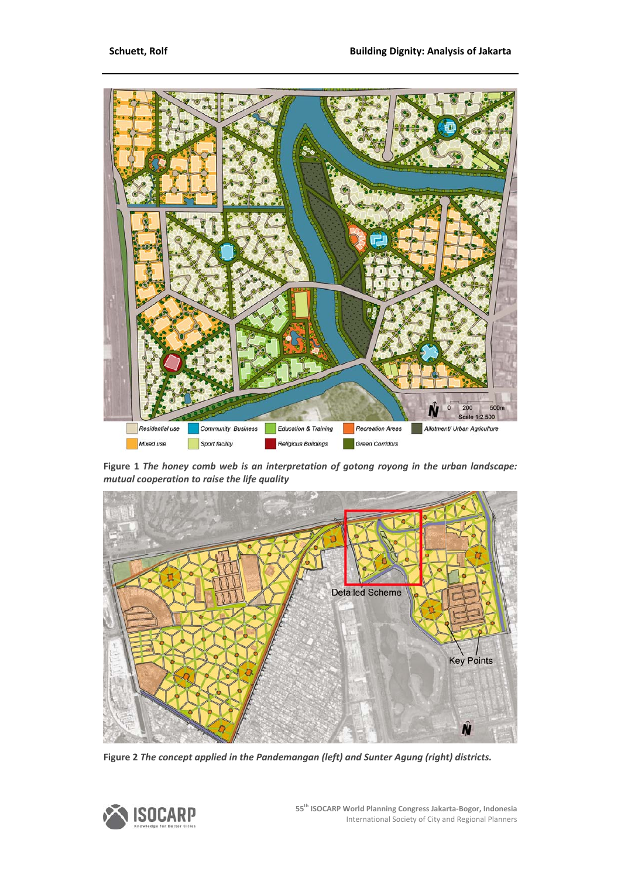**Figure 1** *The honey comb web is an interpretation of gotong royong in the urban landscape: mutual cooperation to raise the life quality*

**Figure 2** *The concept applied in the Pandemangan (left) and Sunter Agung (right) districts.*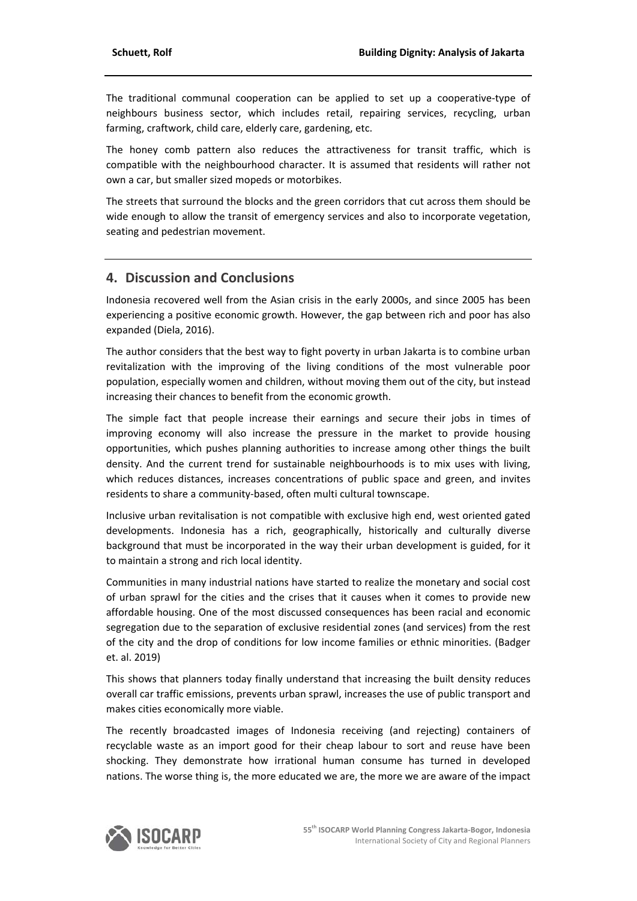The traditional communal cooperation can be applied to set up a cooperative-type of neighbours business sector, which includes retail, repairing services, recycling, urban farming, craftwork, child care, elderly care, gardening, etc.

The honey comb pattern also reduces the attractiveness for transit traffic, which is compatible with the neighbourhood character. It is assumed that residents will rather not own a car, but smaller sized mopeds or motorbikes.

The streets that surround the blocks and the green corridors that cut across them should be wide enough to allow the transit of emergency services and also to incorporate vegetation, seating and pedestrian movement.

## 4. Discussion and Conclusions

Indonesia recovered well from the Asian crisis in the early 2000s, and since 2005 has been experiencing a positive economic growth. However, the gap between rich and poor has also expanded (Diela, 2016).

The author considers that the best way to fight poverty in urban Jakarta is to combine urban revitalization with the improving of the living conditions of the most vulnerable poor population, especially women and children, without moving them out of the city, but instead increasing their chances to benefit from the economic growth.

The simple fact that people increase their earnings and secure their jobs in times of improving economy will also increase the pressure in the market to provide housing opportunities, which pushes planning authorities to increase among other things the built density. And the current trend for sustainable neighbourhoods is to mix uses with living, which reduces distances, increases concentrations of public space and green, and invites residents to share a community-based, often multi cultural townscape.

Inclusive urban revitalisation is not compatible with exclusive high end, west oriented gated developments. Indonesia has a rich, geographically, historically and culturally diverse background that must be incorporated in the way their urban development is guided, for it to maintain a strong and rich local identity.

Communities in many industrial nations have started to realize the monetary and social cost of urban sprawl for the cities and the crises that it causes when it comes to provide new affordable housing. One of the most discussed consequences has been racial and economic segregation due to the separation of exclusive residential zones (and services) from the rest of the city and the drop of conditions for low income families or ethnic minorities. (Badger et. al. 2019)

This shows that planners today finally understand that increasing the built density reduces overall car traffic emissions, prevents urban sprawl, increases the use of public transport and makes cities economically more viable.

The recently broadcasted images of Indonesia receiving (and rejecting) containers of recyclable waste as an import good for their cheap labour to sort and reuse have been shocking. They demonstrate how irrational human consume has turned in developed nations. The worse thing is, the more educated we are, the more we are aware of the impact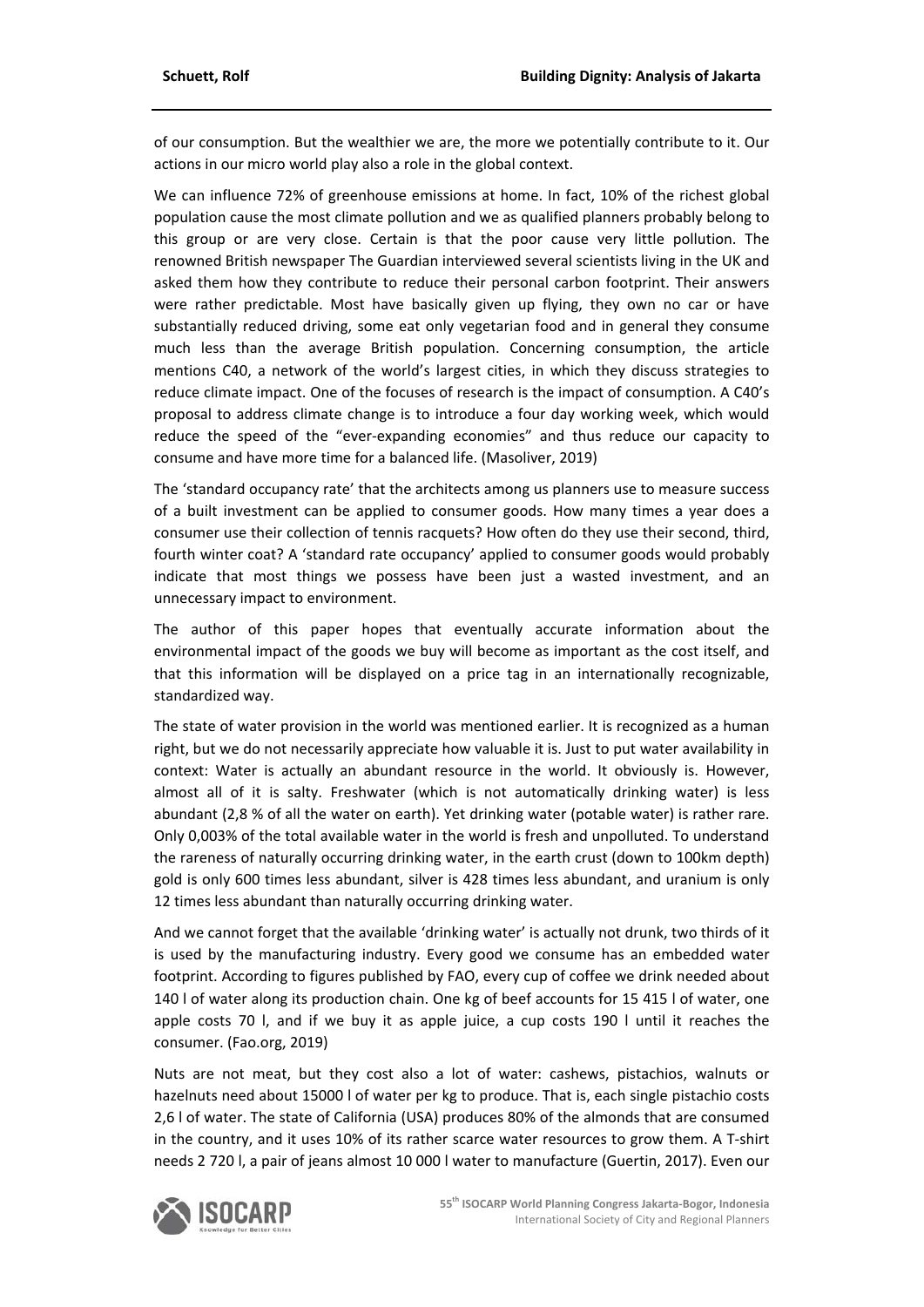of our consumption. But the wealthier we are, the more we potentially contribute to it. Our actions in our micro world play also a role in the global context.

We can influence 72% of greenhouse emissions at home. In fact, 10% of the richest global population cause the most climate pollution and we as qualified planners probably belong to this group or are very close. Certain is that the poor cause very little pollution. The renowned British newspaper The Guardian interviewed several scientists living in the UK and asked them how they contribute to reduce their personal carbon footprint. Their answers were rather predictable. Most have basically given up flying, they own no car or have substantially reduced driving, some eat only vegetarian food and in general they consume much less than the average British population. Concerning consumption, the article mentions C40, a network of the world's largest cities, in which they discuss strategies to reduce climate impact. One of the focuses of research is the impact of consumption. A C40's proposal to address climate change is to introduce a four day working week, which would reduce the speed of the "ever-expanding economies" and thus reduce our capacity to consume and have more time for a balanced life. (Masoliver, 2019)

The 'standard occupancy rate' that the architects among us planners use to measure success of a built investment can be applied to consumer goods. How many times a year does a consumer use their collection of tennis racquets? How often do they use their second, third, fourth winter coat? A 'standard rate occupancy' applied to consumer goods would probably indicate that most things we possess have been just a wasted investment, and an unnecessary impact to environment.

The author of this paper hopes that eventually accurate information about the environmental impact of the goods we buy will become as important as the cost itself, and that this information will be displayed on a price tag in an internationally recognizable, standardized way.

The state of water provision in the world was mentioned earlier. It is recognized as a human right, but we do not necessarily appreciate how valuable it is. Just to put water availability in context: Water is actually an abundant resource in the world. It obviously is. However, almost all of it is salty. Freshwater (which is not automatically drinking water) is less abundant (2,8 % of all the water on earth). Yet drinking water (potable water) is rather rare. Only 0,003% of the total available water in the world is fresh and unpolluted. To understand the rareness of naturally occurring drinking water, in the earth crust (down to 100km depth) gold is only 600 times less abundant, silver is 428 times less abundant, and uranium is only 12 times less abundant than naturally occurring drinking water.

And we cannot forget that the available 'drinking water' is actually not drunk, two thirds of it is used by the manufacturing industry. Every good we consume has an embedded water footprint. According to figures published by FAO, every cup of coffee we drink needed about 140 l of water along its production chain. One kg of beef accounts for 15 415 l of water, one apple costs 70 l, and if we buy it as apple juice, a cup costs 190 l until it reaches the consumer. (Fao.org, 2019)

Nuts are not meat, but they cost also a lot of water: cashews, pistachios, walnuts or hazelnuts need about 15000 l of water per kg to produce. That is, each single pistachio costs 2,6 l of water. The state of California (USA) produces 80% of the almonds that are consumed in the country, and it uses 10% of its rather scarce water resources to grow them. A T-shirt needs 2 720 l, a pair of jeans almost 10 000 l water to manufacture (Guertin, 2017). Even our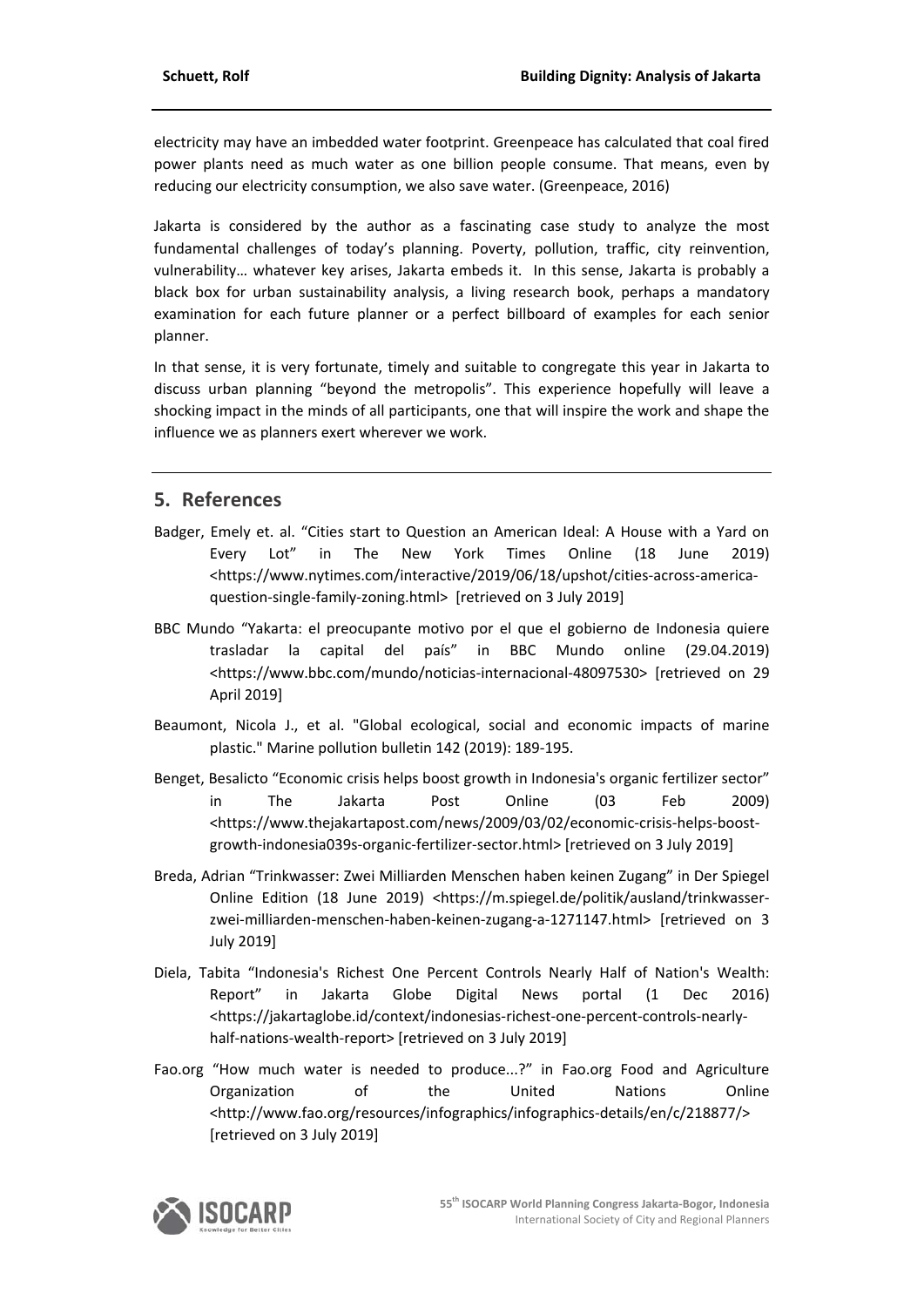electricity may have an imbedded water footprint. Greenpeace has calculated that coal fired power plants need as much water as one billion people consume. That means, even by reducing our electricity consumption, we also save water. (Greenpeace, 2016)

Jakarta is considered by the author as a fascinating case study to analyze the most fundamental challenges of today's planning. Poverty, pollution, traffic, city reinvention, vulnerability… whatever key arises, Jakarta embeds it. In this sense, Jakarta is probably a black box for urban sustainability analysis, a living research book, perhaps a mandatory examination for each future planner or a perfect billboard of examples for each senior planner.

In that sense, it is very fortunate, timely and suitable to congregate this year in Jakarta to discuss urban planning "beyond the metropolis". This experience hopefully will leave a shocking impact in the minds of all participants, one that will inspire the work and shape the influence we as planners exert wherever we work.

## 5. References

Badger, Emely et. al. "Cities start to Question an American Ideal: A House with a Yard on Every Lot" in The New York Times Online (18 June 2019) <https://www.nytimes.com/interactive/2019/06/18/upshot/cities-across-america-question-single-family-zoning.html> [retrieved on 3 July 2019]

BBC Mundo "Yakarta: el preocupante motivo por el que el gobierno de Indonesia quiere trasladar la capital del país" in BBC Mundo online (29.04.2019) <https://www.bbc.com/mundo/noticias-internacional-48097530> [retrieved on 29 April 2019]

Beaumont, Nicola J., et al. "Global ecological, social and economic impacts of marine plastic." Marine pollution bulletin 142 (2019): 189-195.

Benget, Besalicto "Economic crisis helps boost growth in Indonesia's organic fertilizer sector" in The Jakarta Post Online (03 Feb 2009) <https://www.thejakartapost.com/news/2009/03/02/economic-crisis-helps-boost-growth-indonesia039s-organic-fertilizer-sector.html> [retrieved on 3 July 2019]

Breda, Adrian "Trinkwasser: Zwei Milliarden Menschen haben keinen Zugang" in Der Spiegel Online Edition (18 June 2019) <https://m.spiegel.de/politik/ausland/trinkwasser-zwei-milliarden-menschen-haben-keinen-zugang-a-1271147.html> [retrieved on 3 July 2019]

Diela, Tabita "Indonesia's Richest One Percent Controls Nearly Half of Nation's Wealth: Report" in Jakarta Globe Digital News portal (1 Dec 2016) <https://jakartaglobe.id/context/indonesias-richest-one-percent-controls-nearly-half-nations-wealth-report> [retrieved on 3 July 2019]

Fao.org "How much water is needed to produce...?" in Fao.org Food and Agriculture Organization of the United Nations Online <http://www.fao.org/resources/infographics/infographics-details/en/c/218877/> [retrieved on 3 July 2019]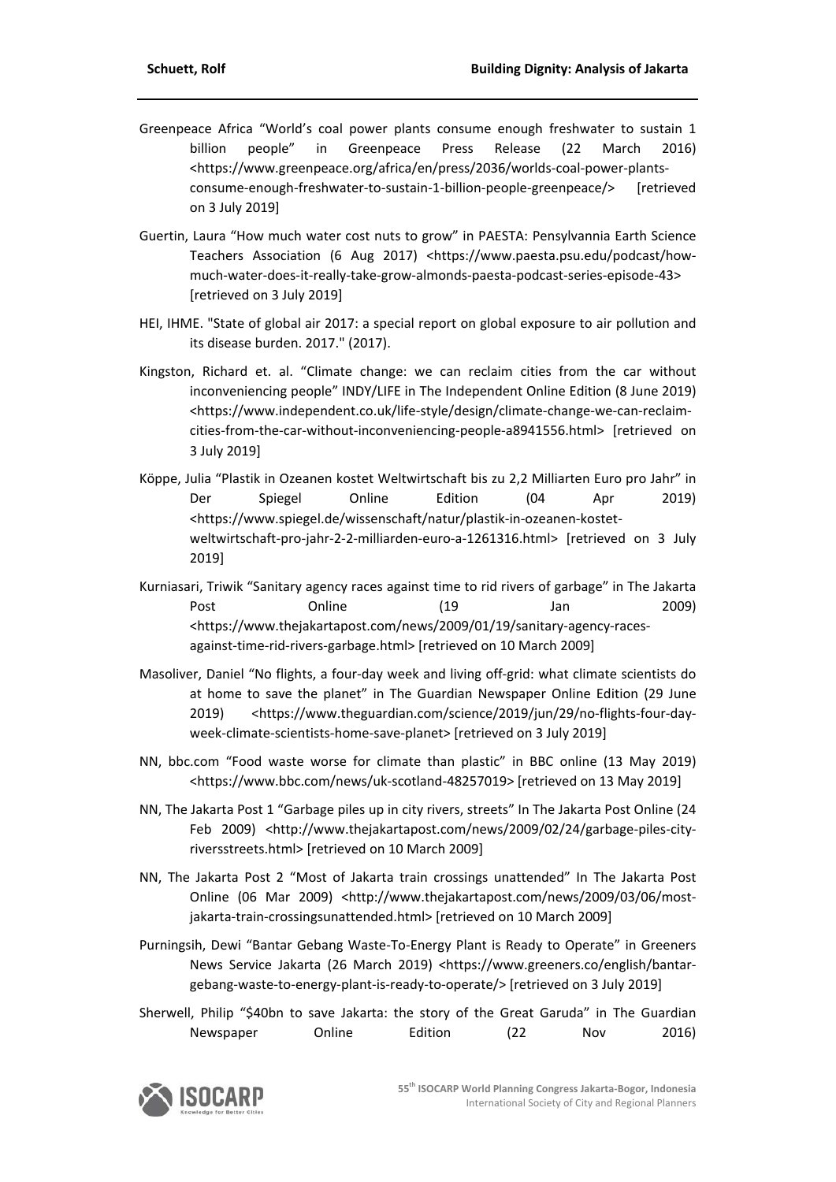Greenpeace Africa "World's coal power plants consume enough freshwater to sustain 1 billion people" in Greenpeace Press Release (22 March 2016) <https://www.greenpeace.org/africa/en/press/2036/worlds-coal-power-plants-consume-enough-freshwater-to-sustain-1-billion-people-greenpeace/> [retrieved on 3 July 2019]

Guertin, Laura "How much water cost nuts to grow" in PAESTA: Pensylvannia Earth Science Teachers Association (6 Aug 2017) <https://www.paesta.psu.edu/podcast/how-much-water-does-it-really-take-grow-almonds-paesta-podcast-series-episode-43> [retrieved on 3 July 2019]

HEI, IHME. "State of global air 2017: a special report on global exposure to air pollution and its disease burden. 2017." (2017).

Kingston, Richard et. al. "Climate change: we can reclaim cities from the car without inconveniencing people" INDY/LIFE in The Independent Online Edition (8 June 2019) <https://www.independent.co.uk/life-style/design/climate-change-we-can-reclaim-cities-from-the-car-without-inconveniencing-people-a8941556.html> [retrieved on 3 July 2019]

Köppe, Julia "Plastik in Ozeanen kostet Weltwirtschaft bis zu 2,2 Milliarten Euro pro Jahr" in Der Spiegel Online Edition (04 Apr 2019) <https://www.spiegel.de/wissenschaft/natur/plastik-in-ozeanen-kostet-weltwirtschaft-pro-jahr-2-2-milliarden-euro-a-1261316.html> [retrieved on 3 July 2019]

Kurniasari, Triwik "Sanitary agency races against time to rid rivers of garbage" in The Jakarta Post Online (19 Jan 2009) <https://www.thejakartapost.com/news/2009/01/19/sanitary-agency-races-against-time-rid-rivers-garbage.html> [retrieved on 10 March 2009]

Masoliver, Daniel "No flights, a four-day week and living off-grid: what climate scientists do at home to save the planet" in The Guardian Newspaper Online Edition (29 June 2019) <https://www.theguardian.com/science/2019/jun/29/no-flights-four-day-week-climate-scientists-home-save-planet> [retrieved on 3 July 2019]

NN, bbc.com "Food waste worse for climate than plastic" in BBC online (13 May 2019) <https://www.bbc.com/news/uk-scotland-48257019> [retrieved on 13 May 2019]

NN, The Jakarta Post 1 "Garbage piles up in city rivers, streets" In The Jakarta Post Online (24 Feb 2009) <http://www.thejakartapost.com/news/2009/02/24/garbage-piles-city-riversstreets.html> [retrieved on 10 March 2009]

NN, The Jakarta Post 2 "Most of Jakarta train crossings unattended" In The Jakarta Post Online (06 Mar 2009) <http://www.thejakartapost.com/news/2009/03/06/most-jakarta-train-crossingsunattended.html> [retrieved on 10 March 2009]

Purningsih, Dewi "Bantar Gebang Waste-To-Energy Plant is Ready to Operate" in Greeners News Service Jakarta (26 March 2019) <https://www.greeners.co/english/bantar-gebang-waste-to-energy-plant-is-ready-to-operate/> [retrieved on 3 July 2019]

Sherwell, Philip "$40bn to save Jakarta: the story of the Great Garuda" in The Guardian Newspaper Online Edition (22 Nov 2016)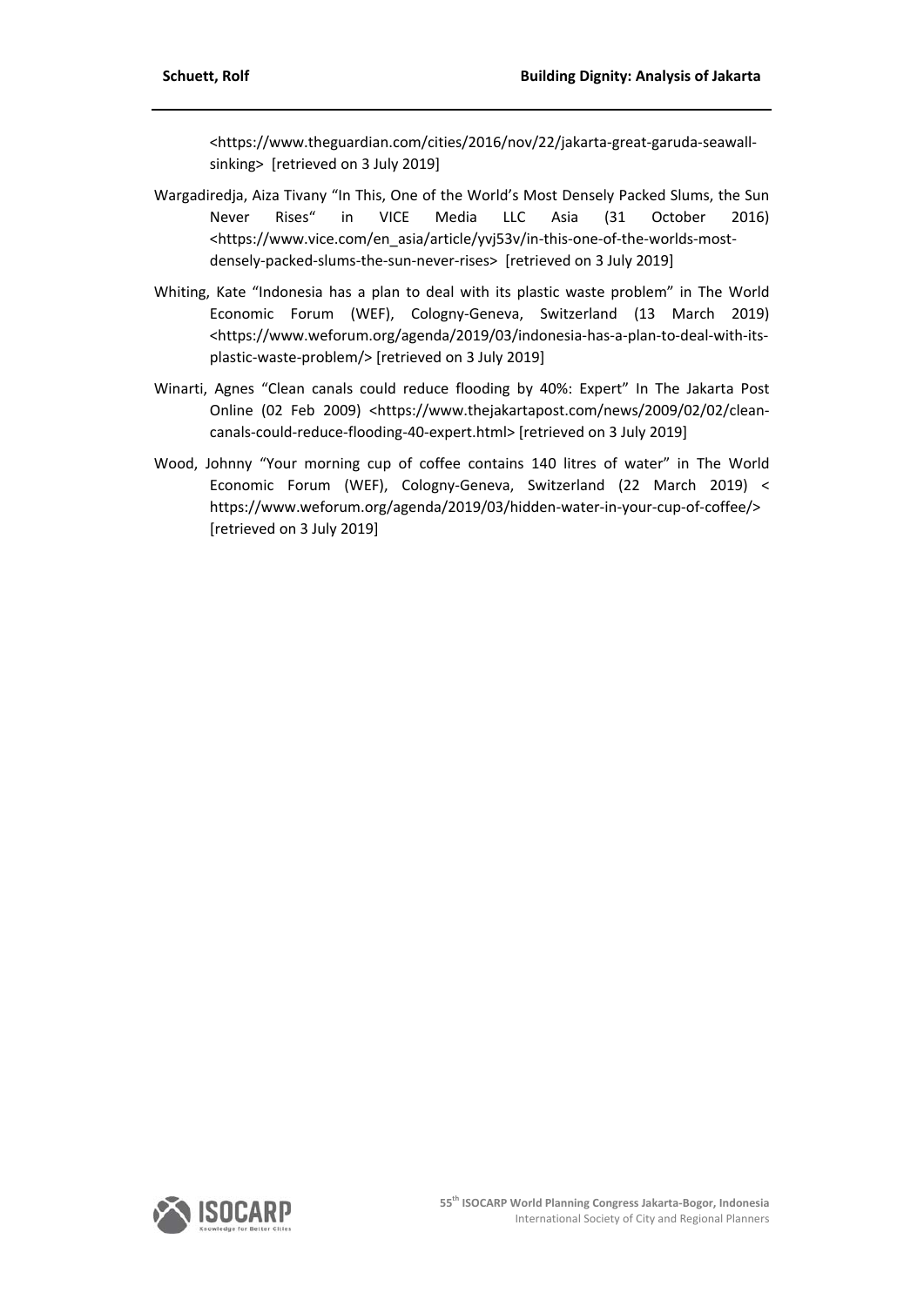<https://www.theguardian.com/cities/2016/nov/22/jakarta-great-garuda-seawall-sinking> [retrieved on 3 July 2019]

Wargadiredja, Aiza Tivany "In This, One of the World's Most Densely Packed Slums, the Sun Never Rises" in VICE Media LLC Asia (31 October 2016) <https://www.vice.com/en_asia/article/yvj53v/in-this-one-of-the-worlds-most-densely-packed-slums-the-sun-never-rises> [retrieved on 3 July 2019]

Whiting, Kate "Indonesia has a plan to deal with its plastic waste problem" in The World Economic Forum (WEF), Cologny-Geneva, Switzerland (13 March 2019) <https://www.weforum.org/agenda/2019/03/indonesia-has-a-plan-to-deal-with-its-plastic-waste-problem/> [retrieved on 3 July 2019]

Winarti, Agnes "Clean canals could reduce flooding by 40%: Expert" In The Jakarta Post Online (02 Feb 2009) <https://www.thejakartapost.com/news/2009/02/02/clean-canals-could-reduce-flooding-40-expert.html> [retrieved on 3 July 2019]

Wood, Johnny "Your morning cup of coffee contains 140 litres of water" in The World Economic Forum (WEF), Cologny-Geneva, Switzerland (22 March 2019) < https://www.weforum.org/agenda/2019/03/hidden-water-in-your-cup-of-coffee/> [retrieved on 3 July 2019]